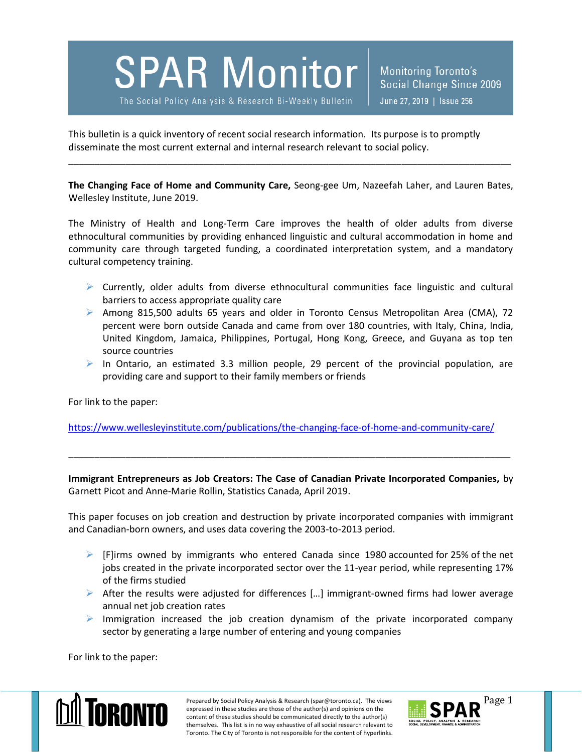# SPAR Monitor

The Social Policy Analysis & Research Bi-Weekly Bulletin

Monitoring Toronto's Social Change Since 2009

June 27, 2019 | Issue 256

This bulletin is a quick inventory of recent social research information. Its purpose is to promptly disseminate the most current external and internal research relevant to social policy.

---

**The Changing Face of Home and Community Care,** Seong-gee Um, Nazeefah Laher, and Lauren Bates, Wellesley Institute, June 2019.

The Ministry of Health and Long-Term Care improves the health of older adults from diverse ethnocultural communities by providing enhanced linguistic and cultural accommodation in home and community care through targeted funding, a coordinated interpretation system, and a mandatory cultural competency training.

- Currently, older adults from diverse ethnocultural communities face linguistic and cultural barriers to access appropriate quality care
- Among 815,500 adults 65 years and older in Toronto Census Metropolitan Area (CMA), 72 percent were born outside Canada and came from over 180 countries, with Italy, China, India, United Kingdom, Jamaica, Philippines, Portugal, Hong Kong, Greece, and Guyana as top ten source countries
- In Ontario, an estimated 3.3 million people, 29 percent of the provincial population, are providing care and support to their family members or friends

For link to the paper:

https://www.wellesleyinstitute.com/publications/the-changing-face-of-home-and-community-care/

---

**Immigrant Entrepreneurs as Job Creators: The Case of Canadian Private Incorporated Companies,** by Garnett Picot and Anne-Marie Rollin, Statistics Canada, April 2019.

This paper focuses on job creation and destruction by private incorporated companies with immigrant and Canadian-born owners, and uses data covering the 2003-to-2013 period.

- [F]irms owned by immigrants who entered Canada since 1980 accounted for 25% of the net jobs created in the private incorporated sector over the 11-year period, while representing 17% of the firms studied
- After the results were adjusted for differences […] immigrant-owned firms had lower average annual net job creation rates
- Immigration increased the job creation dynamism of the private incorporated company sector by generating a large number of entering and young companies

For link to the paper:

Prepared by Social Policy Analysis & Research (spar@toronto.ca). The views expressed in these studies are those of the author(s) and opinions on the content of these studies should be communicated directly to the author(s) themselves. This list is in no way exhaustive of all social research relevant to Toronto. The City of Toronto is not responsible for the content of hyperlinks.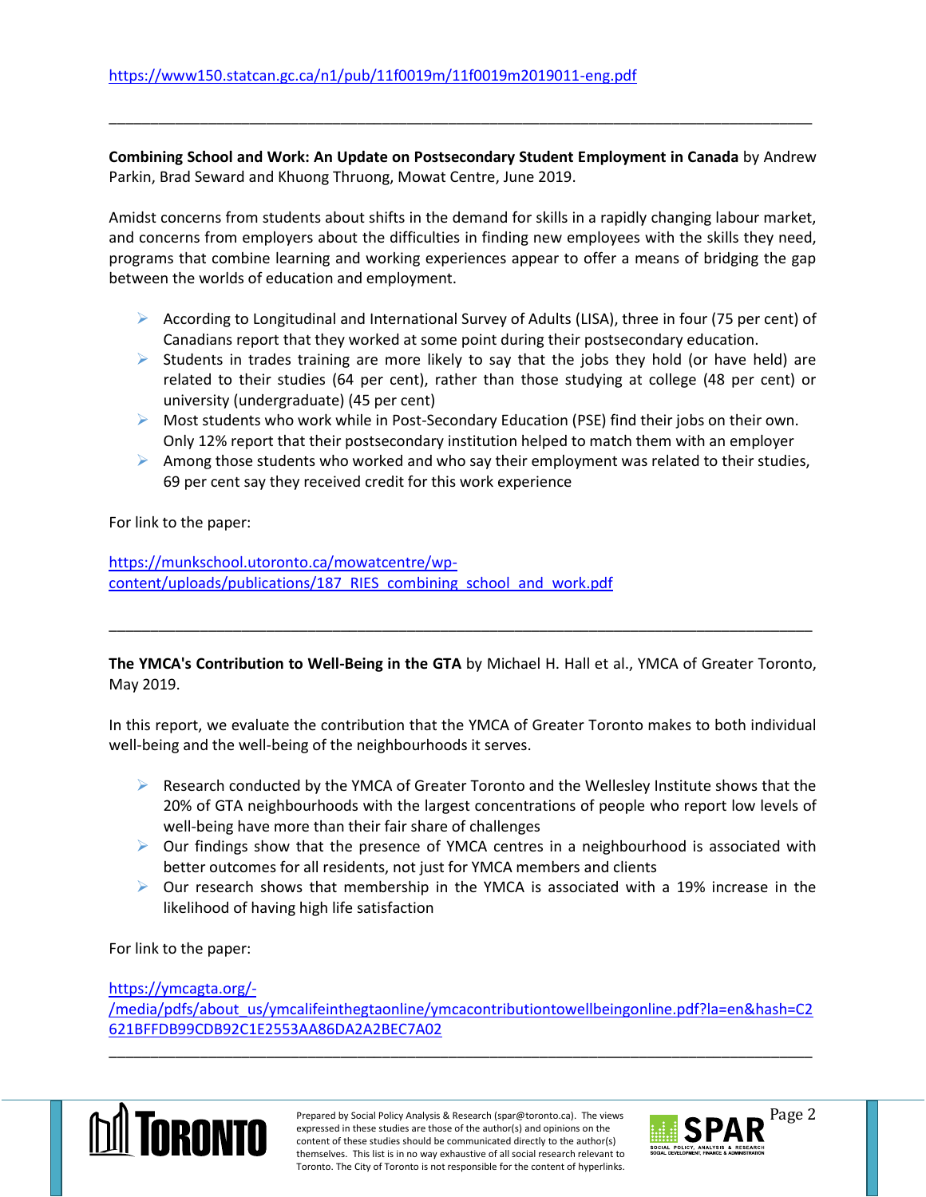https://www150.statcan.gc.ca/n1/pub/11f0019m/11f0019m2019011-eng.pdf

---

**Combining School and Work: An Update on Postsecondary Student Employment in Canada** by Andrew Parkin, Brad Seward and Khuong Thruong, Mowat Centre, June 2019.

Amidst concerns from students about shifts in the demand for skills in a rapidly changing labour market, and concerns from employers about the difficulties in finding new employees with the skills they need, programs that combine learning and working experiences appear to offer a means of bridging the gap between the worlds of education and employment.

- According to Longitudinal and International Survey of Adults (LISA), three in four (75 per cent) of Canadians report that they worked at some point during their postsecondary education.
- Students in trades training are more likely to say that the jobs they hold (or have held) are related to their studies (64 per cent), rather than those studying at college (48 per cent) or university (undergraduate) (45 per cent)
- Most students who work while in Post-Secondary Education (PSE) find their jobs on their own. Only 12% report that their postsecondary institution helped to match them with an employer
- Among those students who worked and who say their employment was related to their studies, 69 per cent say they received credit for this work experience

For link to the paper:

https://munkschool.utoronto.ca/mowatcentre/wp-content/uploads/publications/187_RIES_combining_school_and_work.pdf

---

**The YMCA's Contribution to Well-Being in the GTA** by Michael H. Hall et al., YMCA of Greater Toronto, May 2019.

In this report, we evaluate the contribution that the YMCA of Greater Toronto makes to both individual well-being and the well-being of the neighbourhoods it serves.

- Research conducted by the YMCA of Greater Toronto and the Wellesley Institute shows that the 20% of GTA neighbourhoods with the largest concentrations of people who report low levels of well-being have more than their fair share of challenges
- Our findings show that the presence of YMCA centres in a neighbourhood is associated with better outcomes for all residents, not just for YMCA members and clients
- Our research shows that membership in the YMCA is associated with a 19% increase in the likelihood of having high life satisfaction

For link to the paper:

https://ymcagta.org/-/media/pdfs/about_us/ymcalifeinthegtaonline/ymcacontributiontowellbeingonline.pdf?la=en&hash=C2621BFFDB99CDB92C1E2553AA86DA2A2BEC7A02

---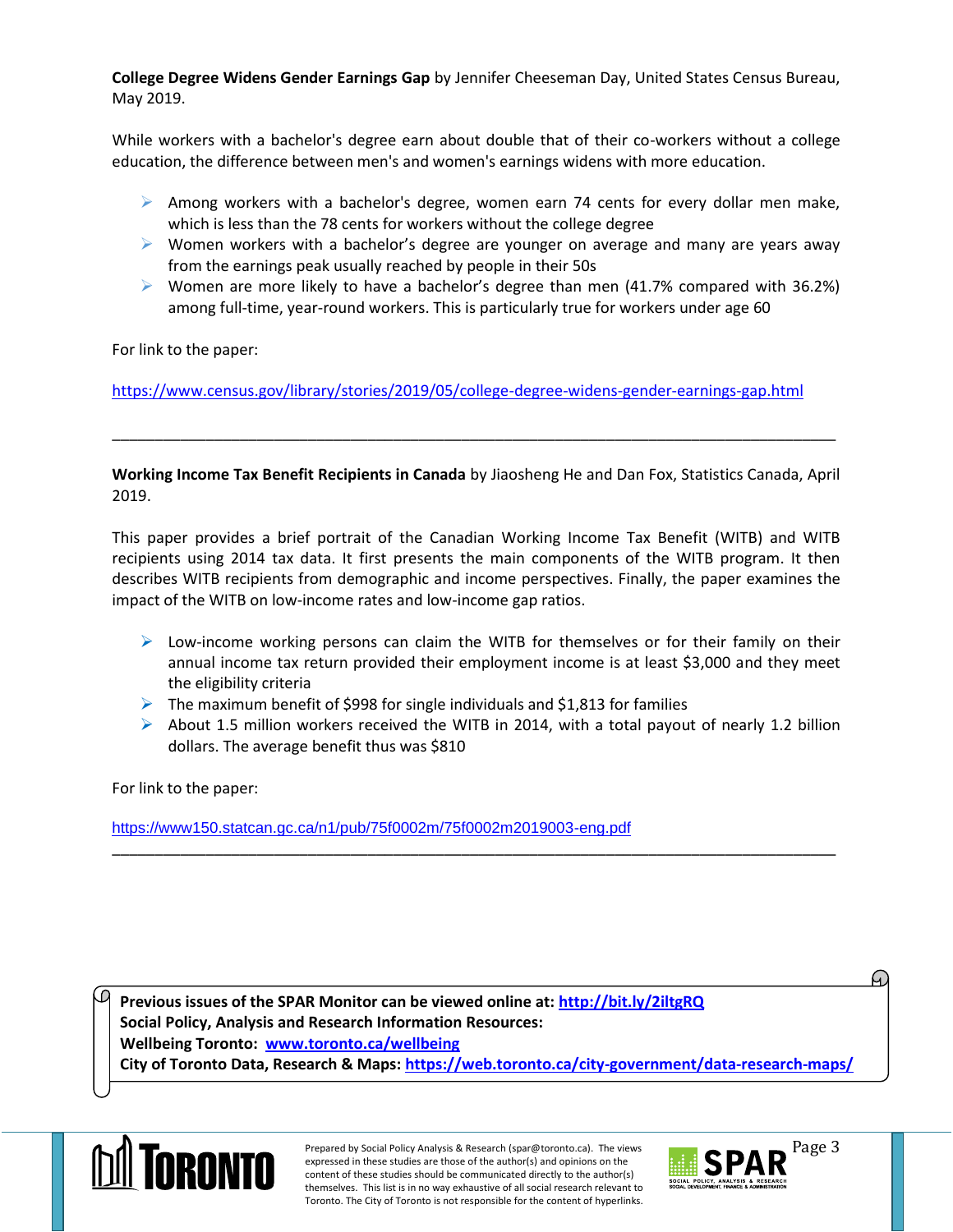**College Degree Widens Gender Earnings Gap** by Jennifer Cheeseman Day, United States Census Bureau, May 2019.

While workers with a bachelor's degree earn about double that of their co-workers without a college education, the difference between men's and women's earnings widens with more education.

- Among workers with a bachelor's degree, women earn 74 cents for every dollar men make, which is less than the 78 cents for workers without the college degree
- Women workers with a bachelor's degree are younger on average and many are years away from the earnings peak usually reached by people in their 50s
- Women are more likely to have a bachelor's degree than men (41.7% compared with 36.2%) among full-time, year-round workers. This is particularly true for workers under age 60

For link to the paper:

https://www.census.gov/library/stories/2019/05/college-degree-widens-gender-earnings-gap.html

---

**Working Income Tax Benefit Recipients in Canada** by Jiaosheng He and Dan Fox, Statistics Canada, April 2019.

This paper provides a brief portrait of the Canadian Working Income Tax Benefit (WITB) and WITB recipients using 2014 tax data. It first presents the main components of the WITB program. It then describes WITB recipients from demographic and income perspectives. Finally, the paper examines the impact of the WITB on low-income rates and low-income gap ratios.

- Low-income working persons can claim the WITB for themselves or for their family on their annual income tax return provided their employment income is at least $3,000 and they meet the eligibility criteria
- The maximum benefit of $998 for single individuals and $1,813 for families
- About 1.5 million workers received the WITB in 2014, with a total payout of nearly 1.2 billion dollars. The average benefit thus was $810

For link to the paper:

https://www150.statcan.gc.ca/n1/pub/75f0002m/75f0002m2019003-eng.pdf

---

**Previous issues of the SPAR Monitor can be viewed online at: http://bit.ly/2iltgRQ**
**Social Policy, Analysis and Research Information Resources:**
**Wellbeing Toronto: www.toronto.ca/wellbeing**
**City of Toronto Data, Research & Maps: https://web.toronto.ca/city-government/data-research-maps/**

Prepared by Social Policy Analysis & Research (spar@toronto.ca). The views expressed in these studies are those of the author(s) and opinions on the content of these studies should be communicated directly to the author(s) themselves. This list is in no way exhaustive of all social research relevant to Toronto. The City of Toronto is not responsible for the content of hyperlinks.